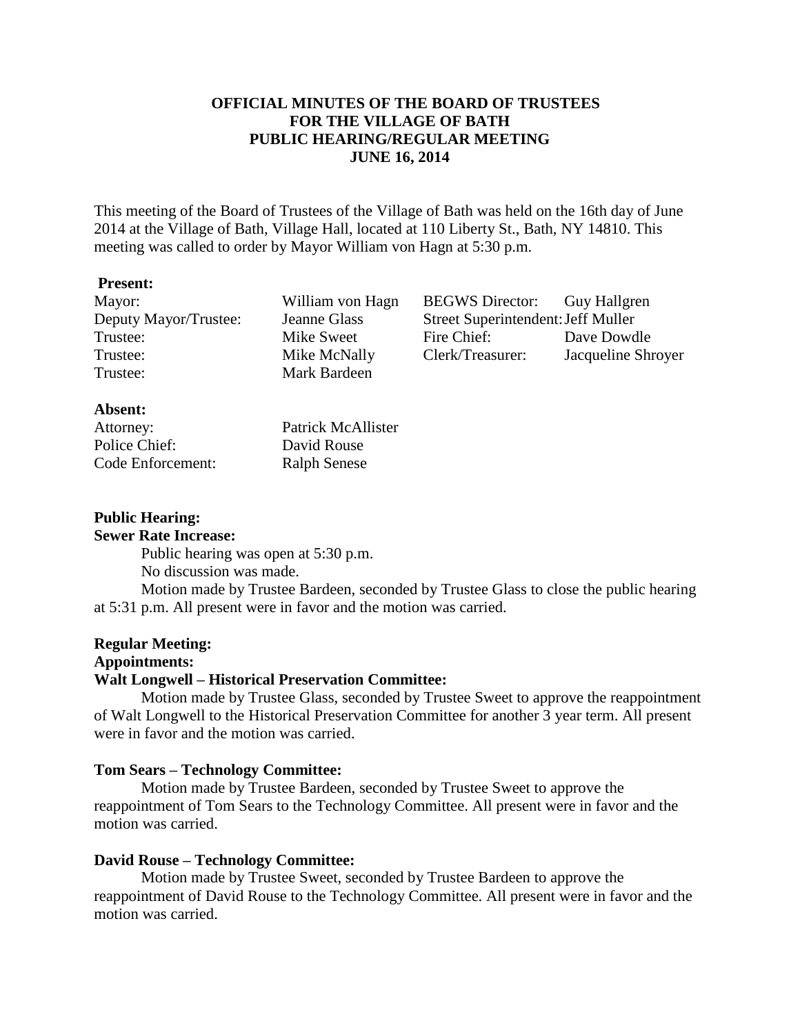**OFFICIAL MINUTES OF THE BOARD OF TRUSTEES**
**FOR THE VILLAGE OF BATH**
**PUBLIC HEARING/REGULAR MEETING**
**JUNE 16, 2014**

This meeting of the Board of Trustees of the Village of Bath was held on the 16th day of June 2014 at the Village of Bath, Village Hall, located at 110 Liberty St., Bath, NY 14810. This meeting was called to order by Mayor William von Hagn at 5:30 p.m.

**Present:**

| | | | |
|---|---|---|---|
| Mayor: | William von Hagn | BEGWS Director: | Guy Hallgren |
| Deputy Mayor/Trustee: | Jeanne Glass | Street Superintendent: | Jeff Muller |
| Trustee: | Mike Sweet | Fire Chief: | Dave Dowdle |
| Trustee: | Mike McNally | Clerk/Treasurer: | Jacqueline Shroyer |
| Trustee: | Mark Bardeen | | |

**Absent:**

| | |
|---|---|
| Attorney: | Patrick McAllister |
| Police Chief: | David Rouse |
| Code Enforcement: | Ralph Senese |

**Public Hearing:**

**Sewer Rate Increase:**

Public hearing was open at 5:30 p.m.

No discussion was made.

Motion made by Trustee Bardeen, seconded by Trustee Glass to close the public hearing at 5:31 p.m. All present were in favor and the motion was carried.

**Regular Meeting:**

**Appointments:**

**Walt Longwell – Historical Preservation Committee:**

Motion made by Trustee Glass, seconded by Trustee Sweet to approve the reappointment of Walt Longwell to the Historical Preservation Committee for another 3 year term. All present were in favor and the motion was carried.

**Tom Sears – Technology Committee:**

Motion made by Trustee Bardeen, seconded by Trustee Sweet to approve the reappointment of Tom Sears to the Technology Committee. All present were in favor and the motion was carried.

**David Rouse – Technology Committee:**

Motion made by Trustee Sweet, seconded by Trustee Bardeen to approve the reappointment of David Rouse to the Technology Committee. All present were in favor and the motion was carried.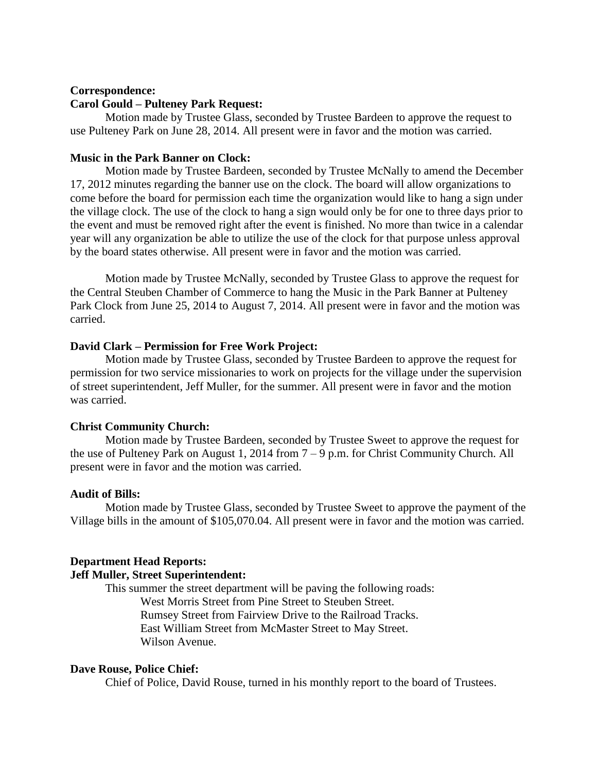**Correspondence:**

**Carol Gould – Pulteney Park Request:**

Motion made by Trustee Glass, seconded by Trustee Bardeen to approve the request to use Pulteney Park on June 28, 2014. All present were in favor and the motion was carried.

**Music in the Park Banner on Clock:**

Motion made by Trustee Bardeen, seconded by Trustee McNally to amend the December 17, 2012 minutes regarding the banner use on the clock. The board will allow organizations to come before the board for permission each time the organization would like to hang a sign under the village clock. The use of the clock to hang a sign would only be for one to three days prior to the event and must be removed right after the event is finished. No more than twice in a calendar year will any organization be able to utilize the use of the clock for that purpose unless approval by the board states otherwise. All present were in favor and the motion was carried.

Motion made by Trustee McNally, seconded by Trustee Glass to approve the request for the Central Steuben Chamber of Commerce to hang the Music in the Park Banner at Pulteney Park Clock from June 25, 2014 to August 7, 2014. All present were in favor and the motion was carried.

**David Clark – Permission for Free Work Project:**

Motion made by Trustee Glass, seconded by Trustee Bardeen to approve the request for permission for two service missionaries to work on projects for the village under the supervision of street superintendent, Jeff Muller, for the summer. All present were in favor and the motion was carried.

**Christ Community Church:**

Motion made by Trustee Bardeen, seconded by Trustee Sweet to approve the request for the use of Pulteney Park on August 1, 2014 from 7 – 9 p.m. for Christ Community Church. All present were in favor and the motion was carried.

**Audit of Bills:**

Motion made by Trustee Glass, seconded by Trustee Sweet to approve the payment of the Village bills in the amount of $105,070.04. All present were in favor and the motion was carried.

**Department Head Reports:**

**Jeff Muller, Street Superintendent:**

This summer the street department will be paving the following roads:

West Morris Street from Pine Street to Steuben Street.
Rumsey Street from Fairview Drive to the Railroad Tracks.
East William Street from McMaster Street to May Street.
Wilson Avenue.

**Dave Rouse, Police Chief:**

Chief of Police, David Rouse, turned in his monthly report to the board of Trustees.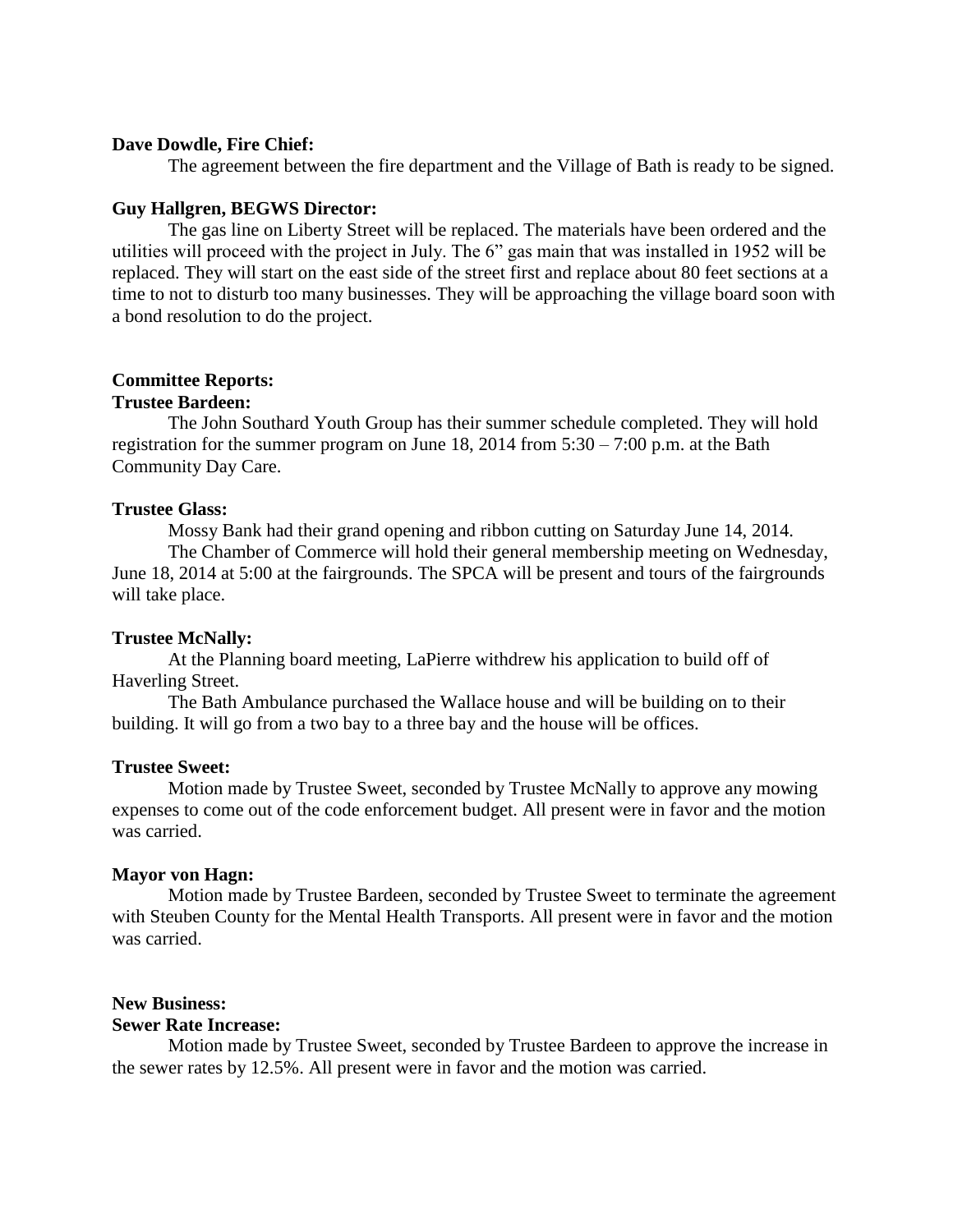**Dave Dowdle, Fire Chief:**

The agreement between the fire department and the Village of Bath is ready to be signed.

**Guy Hallgren, BEGWS Director:**

The gas line on Liberty Street will be replaced. The materials have been ordered and the utilities will proceed with the project in July. The 6" gas main that was installed in 1952 will be replaced. They will start on the east side of the street first and replace about 80 feet sections at a time to not to disturb too many businesses. They will be approaching the village board soon with a bond resolution to do the project.

**Committee Reports:**

**Trustee Bardeen:**

The John Southard Youth Group has their summer schedule completed. They will hold registration for the summer program on June 18, 2014 from 5:30 – 7:00 p.m. at the Bath Community Day Care.

**Trustee Glass:**

Mossy Bank had their grand opening and ribbon cutting on Saturday June 14, 2014.

The Chamber of Commerce will hold their general membership meeting on Wednesday, June 18, 2014 at 5:00 at the fairgrounds. The SPCA will be present and tours of the fairgrounds will take place.

**Trustee McNally:**

At the Planning board meeting, LaPierre withdrew his application to build off of Haverling Street.

The Bath Ambulance purchased the Wallace house and will be building on to their building. It will go from a two bay to a three bay and the house will be offices.

**Trustee Sweet:**

Motion made by Trustee Sweet, seconded by Trustee McNally to approve any mowing expenses to come out of the code enforcement budget. All present were in favor and the motion was carried.

**Mayor von Hagn:**

Motion made by Trustee Bardeen, seconded by Trustee Sweet to terminate the agreement with Steuben County for the Mental Health Transports. All present were in favor and the motion was carried.

**New Business:**

**Sewer Rate Increase:**

Motion made by Trustee Sweet, seconded by Trustee Bardeen to approve the increase in the sewer rates by 12.5%. All present were in favor and the motion was carried.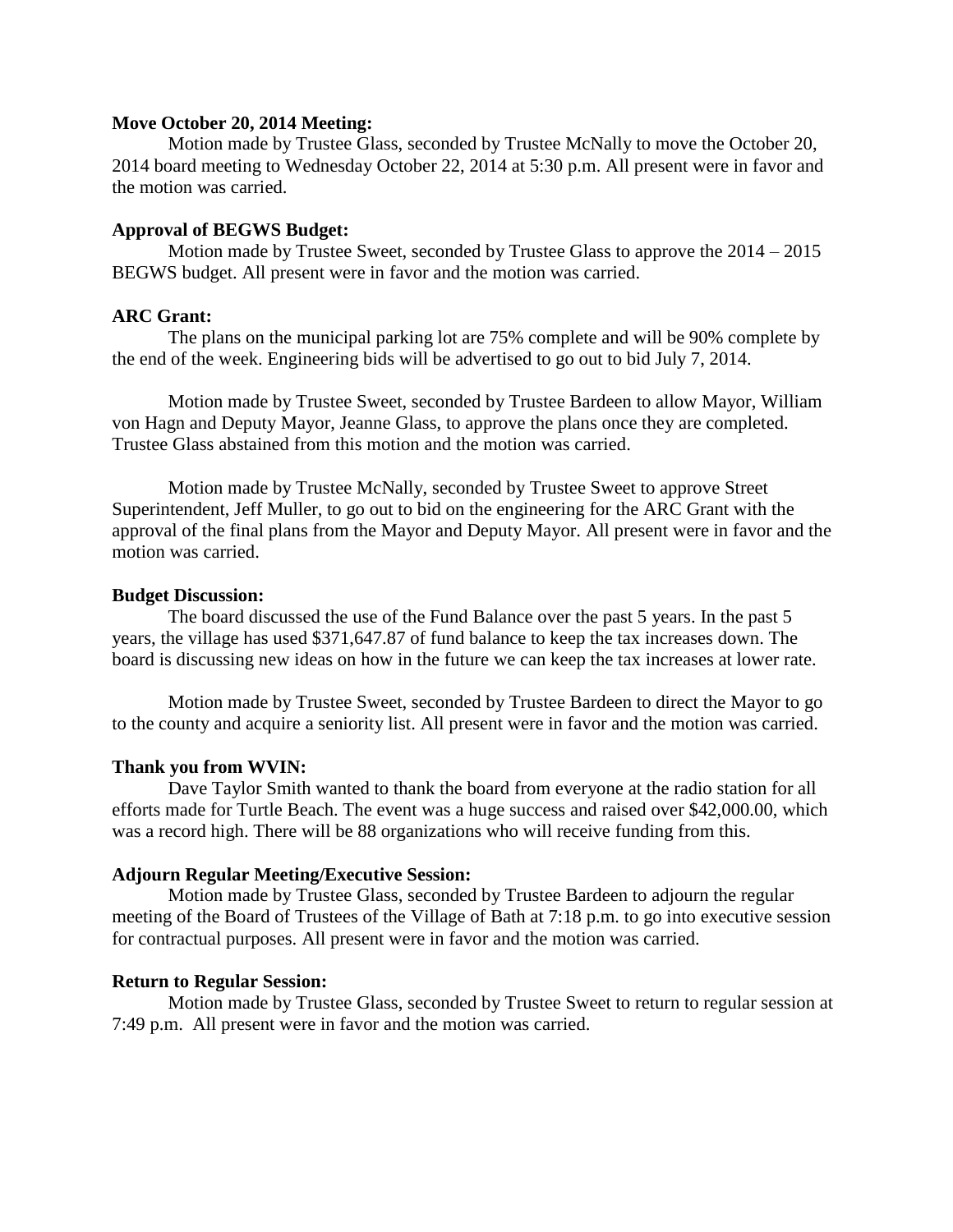**Move October 20, 2014 Meeting:**

Motion made by Trustee Glass, seconded by Trustee McNally to move the October 20, 2014 board meeting to Wednesday October 22, 2014 at 5:30 p.m. All present were in favor and the motion was carried.

**Approval of BEGWS Budget:**

Motion made by Trustee Sweet, seconded by Trustee Glass to approve the 2014 – 2015 BEGWS budget. All present were in favor and the motion was carried.

**ARC Grant:**

The plans on the municipal parking lot are 75% complete and will be 90% complete by the end of the week. Engineering bids will be advertised to go out to bid July 7, 2014.

Motion made by Trustee Sweet, seconded by Trustee Bardeen to allow Mayor, William von Hagn and Deputy Mayor, Jeanne Glass, to approve the plans once they are completed. Trustee Glass abstained from this motion and the motion was carried.

Motion made by Trustee McNally, seconded by Trustee Sweet to approve Street Superintendent, Jeff Muller, to go out to bid on the engineering for the ARC Grant with the approval of the final plans from the Mayor and Deputy Mayor. All present were in favor and the motion was carried.

**Budget Discussion:**

The board discussed the use of the Fund Balance over the past 5 years. In the past 5 years, the village has used $371,647.87 of fund balance to keep the tax increases down. The board is discussing new ideas on how in the future we can keep the tax increases at lower rate.

Motion made by Trustee Sweet, seconded by Trustee Bardeen to direct the Mayor to go to the county and acquire a seniority list. All present were in favor and the motion was carried.

**Thank you from WVIN:**

Dave Taylor Smith wanted to thank the board from everyone at the radio station for all efforts made for Turtle Beach. The event was a huge success and raised over $42,000.00, which was a record high. There will be 88 organizations who will receive funding from this.

**Adjourn Regular Meeting/Executive Session:**

Motion made by Trustee Glass, seconded by Trustee Bardeen to adjourn the regular meeting of the Board of Trustees of the Village of Bath at 7:18 p.m. to go into executive session for contractual purposes. All present were in favor and the motion was carried.

**Return to Regular Session:**

Motion made by Trustee Glass, seconded by Trustee Sweet to return to regular session at 7:49 p.m. All present were in favor and the motion was carried.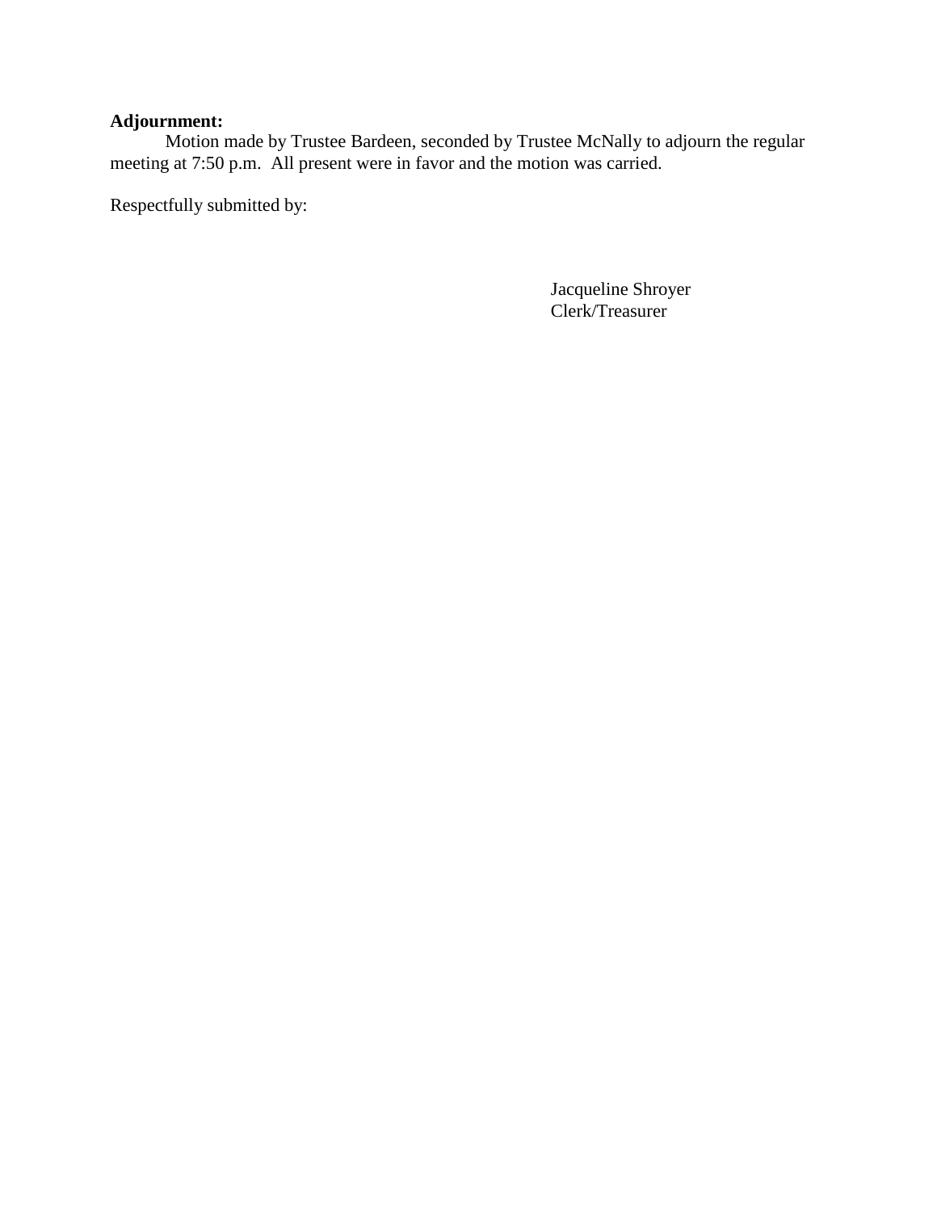**Adjournment:**

Motion made by Trustee Bardeen, seconded by Trustee McNally to adjourn the regular meeting at 7:50 p.m. All present were in favor and the motion was carried.

Respectfully submitted by:

Jacqueline Shroyer
Clerk/Treasurer